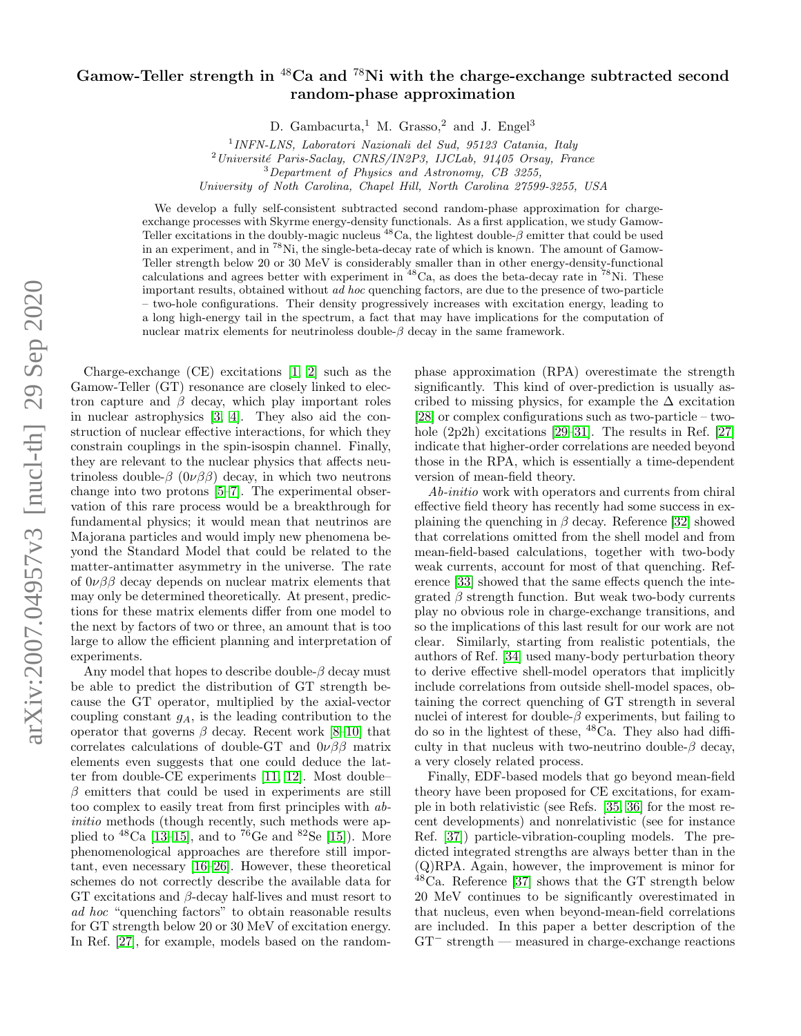# Gamow-Teller strength in $^{48}$Ca and $^{78}$Ni with the charge-exchange subtracted second random-phase approximation

D. Gambacurta,[1] M. Grasso,[2] and J. Engel[3]

[1] *INFN-LNS, Laboratori Nazionali del Sud, 95123 Catania, Italy*
[2] *Université Paris-Saclay, CNRS/IN2P3, IJCLab, 91405 Orsay, France*
[3] *Department of Physics and Astronomy, CB 3255, University of Noth Carolina, Chapel Hill, North Carolina 27599-3255, USA*

We develop a fully self-consistent subtracted second random-phase approximation for charge-exchange processes with Skyrme energy-density functionals. As a first application, we study Gamow-Teller excitations in the doubly-magic nucleus $^{48}$Ca, the lightest double-$\beta$ emitter that could be used in an experiment, and in $^{78}$Ni, the single-beta-decay rate of which is known. The amount of Gamow-Teller strength below 20 or 30 MeV is considerably smaller than in other energy-density-functional calculations and agrees better with experiment in $^{48}$Ca, as does the beta-decay rate in $^{78}$Ni. These important results, obtained without *ad hoc* quenching factors, are due to the presence of two-particle – two-hole configurations. Their density progressively increases with excitation energy, leading to a long high-energy tail in the spectrum, a fact that may have implications for the computation of nuclear matrix elements for neutrinoless double-$\beta$ decay in the same framework.

Charge-exchange (CE) excitations [1, 2] such as the Gamow-Teller (GT) resonance are closely linked to electron capture and $\beta$ decay, which play important roles in nuclear astrophysics [3, 4]. They also aid the construction of nuclear effective interactions, for which they constrain couplings in the spin-isospin channel. Finally, they are relevant to the nuclear physics that affects neutrinoless double-$\beta$ ($0\nu\beta\beta$) decay, in which two neutrons change into two protons [5–7]. The experimental observation of this rare process would be a breakthrough for fundamental physics; it would mean that neutrinos are Majorana particles and would imply new phenomena beyond the Standard Model that could be related to the matter-antimatter asymmetry in the universe. The rate of $0\nu\beta\beta$ decay depends on nuclear matrix elements that may only be determined theoretically. At present, predictions for these matrix elements differ from one model to the next by factors of two or three, an amount that is too large to allow the efficient planning and interpretation of experiments.

Any model that hopes to describe double-$\beta$ decay must be able to predict the distribution of GT strength because the GT operator, multiplied by the axial-vector coupling constant $g_A$, is the leading contribution to the operator that governs $\beta$ decay. Recent work [8–10] that correlates calculations of double-GT and $0\nu\beta\beta$ matrix elements even suggests that one could deduce the latter from double-CE experiments [11, 12]. Most double–$\beta$ emitters that could be used in experiments are still too complex to easily treat from first principles with *ab-initio* methods (though recently, such methods were applied to $^{48}$Ca [13–15], and to $^{76}$Ge and $^{82}$Se [15]). More phenomenological approaches are therefore still important, even necessary [16–26]. However, these theoretical schemes do not correctly describe the available data for GT excitations and $\beta$-decay half-lives and must resort to *ad hoc* "quenching factors" to obtain reasonable results for GT strength below 20 or 30 MeV of excitation energy. In Ref. [27], for example, models based on the random-phase approximation (RPA) overestimate the strength significantly. This kind of over-prediction is usually ascribed to missing physics, for example the $\Delta$ excitation [28] or complex configurations such as two-particle – two-hole (2p2h) excitations [29–31]. The results in Ref. [27] indicate that higher-order correlations are needed beyond those in the RPA, which is essentially a time-dependent version of mean-field theory.

*Ab-initio* work with operators and currents from chiral effective field theory has recently had some success in explaining the quenching in $\beta$ decay. Reference [32] showed that correlations omitted from the shell model and from mean-field-based calculations, together with two-body weak currents, account for most of that quenching. Reference [33] showed that the same effects quench the integrated $\beta$ strength function. But weak two-body currents play no obvious role in charge-exchange transitions, and so the implications of this last result for our work are not clear. Similarly, starting from realistic potentials, the authors of Ref. [34] used many-body perturbation theory to derive effective shell-model operators that implicitly include correlations from outside shell-model spaces, obtaining the correct quenching of GT strength in several nuclei of interest for double-$\beta$ experiments, but failing to do so in the lightest of these, $^{48}$Ca. They also had difficulty in that nucleus with two-neutrino double-$\beta$ decay, a very closely related process.

Finally, EDF-based models that go beyond mean-field theory have been proposed for CE excitations, for example in both relativistic (see Refs. [35, 36] for the most recent developments) and nonrelativistic (see for instance Ref. [37]) particle-vibration-coupling models. The predicted integrated strengths are always better than in the (Q)RPA. Again, however, the improvement is minor for $^{48}$Ca. Reference [37] shows that the GT strength below 20 MeV continues to be significantly overestimated in that nucleus, even when beyond-mean-field correlations are included. In this paper a better description of the GT$^-$ strength — measured in charge-exchange reactions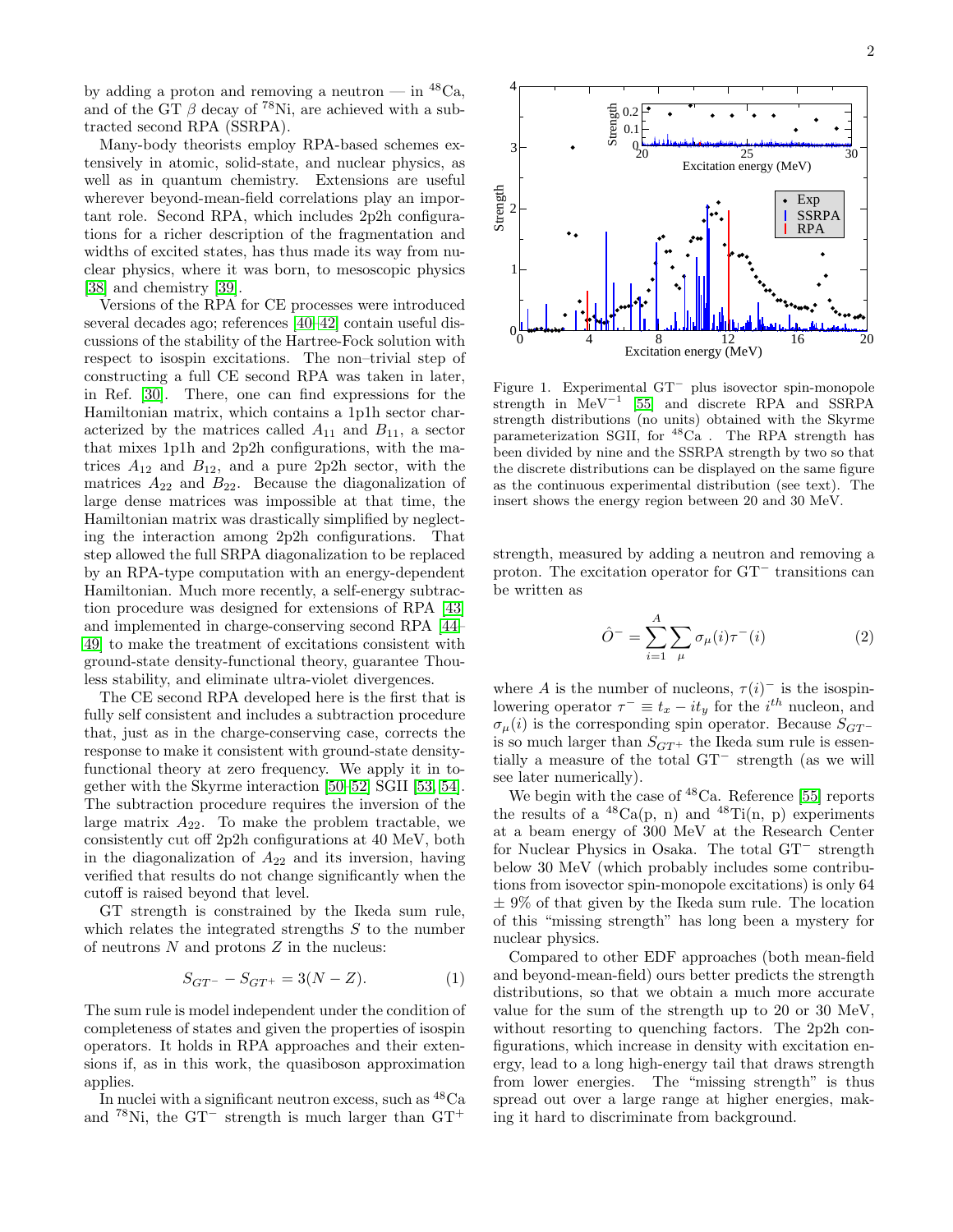by adding a proton and removing a neutron — in $^{48}$Ca, and of the GT $\beta$ decay of $^{78}$Ni, are achieved with a subtracted second RPA (SSRPA).

Many-body theorists employ RPA-based schemes extensively in atomic, solid-state, and nuclear physics, as well as in quantum chemistry. Extensions are useful wherever beyond-mean-field correlations play an important role. Second RPA, which includes 2p2h configurations for a richer description of the fragmentation and widths of excited states, has thus made its way from nuclear physics, where it was born, to mesoscopic physics [38] and chemistry [39].

Versions of the RPA for CE processes were introduced several decades ago; references [40]-[42] contain useful discussions of the stability of the Hartree-Fock solution with respect to isospin excitations. The non–trivial step of constructing a full CE second RPA was taken in later, in Ref. [30]. There, one can find expressions for the Hamiltonian matrix, which contains a 1p1h sector characterized by the matrices called $A_{11}$ and $B_{11}$, a sector that mixes 1p1h and 2p2h configurations, with the matrices $A_{12}$ and $B_{12}$, and a pure 2p2h sector, with the matrices $A_{22}$ and $B_{22}$. Because the diagonalization of large dense matrices was impossible at that time, the Hamiltonian matrix was drastically simplified by neglecting the interaction among 2p2h configurations. That step allowed the full SRPA diagonalization to be replaced by an RPA-type computation with an energy-dependent Hamiltonian. Much more recently, a self-energy subtraction procedure was designed for extensions of RPA [43] and implemented in charge-conserving second RPA [44]-[49] to make the treatment of excitations consistent with ground-state density-functional theory, guarantee Thouless stability, and eliminate ultra-violet divergences.

The CE second RPA developed here is the first that is fully self consistent and includes a subtraction procedure that, just as in the charge-conserving case, corrects the response to make it consistent with ground-state density-functional theory at zero frequency. We apply it in together with the Skyrme interaction [50]-[52] SGII [53, 54]. The subtraction procedure requires the inversion of the large matrix $A_{22}$. To make the problem tractable, we consistently cut off 2p2h configurations at 40 MeV, both in the diagonalization of $A_{22}$ and its inversion, having verified that results do not change significantly when the cutoff is raised beyond that level.

GT strength is constrained by the Ikeda sum rule, which relates the integrated strengths $S$ to the number of neutrons $N$ and protons $Z$ in the nucleus:

$$S_{GT^-} - S_{GT^+} = 3(N - Z). \tag{1}$$

The sum rule is model independent under the condition of completeness of states and given the properties of isospin operators. It holds in RPA approaches and their extensions if, as in this work, the quasiboson approximation applies.

In nuclei with a significant neutron excess, such as $^{48}$Ca and $^{78}$Ni, the GT$^-$ strength is much larger than GT$^+$ strength, measured by adding a neutron and removing a proton. The excitation operator for GT$^-$ transitions can be written as

$$\hat{O}^- = \sum_{i=1}^{A} \sum_{\mu} \sigma_\mu(i) \tau^-(i) \tag{2}$$

where $A$ is the number of nucleons, $\tau(i)^-$ is the isospin-lowering operator $\tau^- \equiv t_x - i t_y$ for the $i^{th}$ nucleon, and $\sigma_\mu(i)$ is the corresponding spin operator. Because $S_{GT^-}$ is so much larger than $S_{GT^+}$ the Ikeda sum rule is essentially a measure of the total GT$^-$ strength (as we will see later numerically).

We begin with the case of $^{48}$Ca. Reference [55] reports the results of a $^{48}$Ca(p, n) and $^{48}$Ti(n, p) experiments at a beam energy of 300 MeV at the Research Center for Nuclear Physics in Osaka. The total GT$^-$ strength below 30 MeV (which probably includes some contributions from isovector spin-monopole excitations) is only 64 $\pm$ 9% of that given by the Ikeda sum rule. The location of this "missing strength" has long been a mystery for nuclear physics.

Compared to other EDF approaches (both mean-field and beyond-mean-field) ours better predicts the strength distributions, so that we obtain a much more accurate value for the sum of the strength up to 20 or 30 MeV, without resorting to quenching factors. The 2p2h configurations, which increase in density with excitation energy, lead to a long high-energy tail that draws strength from lower energies. The "missing strength" is thus spread out over a large range at higher energies, making it hard to discriminate from background.

Strength
Excitation energy (MeV)
0 4 8 12 16 20
0 1 2 3 4
Exp
SSRPA
RPA
Strength
0 0.1 0.2
20 25 30
Excitation energy (MeV)

Figure 1. Experimental GT$^-$ plus isovector spin-monopole strength in MeV$^{-1}$ [55] and discrete RPA and SSRPA strength distributions (no units) obtained with the Skyrme parameterization SGII, for $^{48}$Ca . The RPA strength has been divided by nine and the SSRPA strength by two so that the discrete distributions can be displayed on the same figure as the continuous experimental distribution (see text). The insert shows the energy region between 20 and 30 MeV.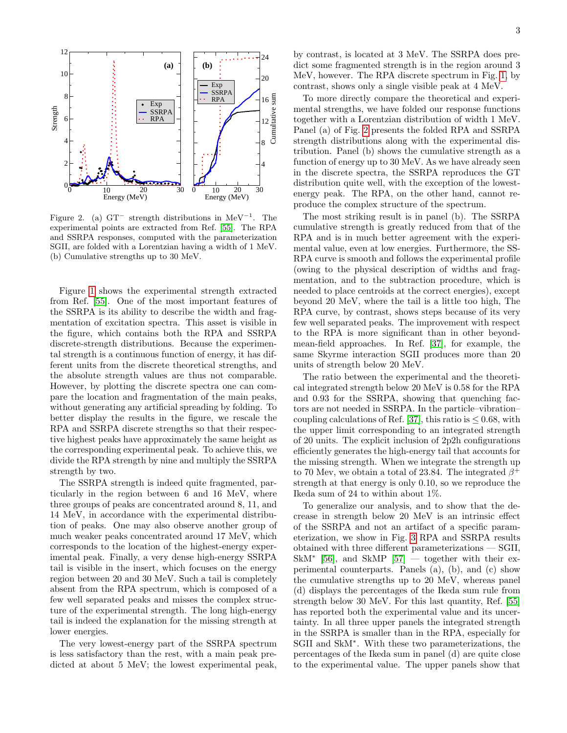(a)

Strength

12
10
8
6
4
2
0

0 10 20 30

Energy (MeV)

Exp
SSRPA
RPA

(b)

Exp
SSRPA
RPA

Cumulative sum

24
20
16
12
8
4

0 10 20 30

Energy (MeV)

Figure 2. (a) $GT^-$ strength distributions in $MeV^{-1}$. The experimental points are extracted from Ref. [55]. The RPA and SSRPA responses, computed with the parameterization SGII, are folded with a Lorentzian having a width of 1 MeV. (b) Cumulative strengths up to 30 MeV.

Figure 1 shows the experimental strength extracted from Ref. [55]. One of the most important features of the SSRPA is its ability to describe the width and fragmentation of excitation spectra. This asset is visible in the figure, which contains both the RPA and SSRPA discrete-strength distributions. Because the experimental strength is a continuous function of energy, it has different units from the discrete theoretical strengths, and the absolute strength values are thus not comparable. However, by plotting the discrete spectra one can compare the location and fragmentation of the main peaks, without generating any artificial spreading by folding. To better display the results in the figure, we rescale the RPA and SSRPA discrete strengths so that their respective highest peaks have approximately the same height as the corresponding experimental peak. To achieve this, we divide the RPA strength by nine and multiply the SSRPA strength by two.

The SSRPA strength is indeed quite fragmented, particularly in the region between 6 and 16 MeV, where three groups of peaks are concentrated around 8, 11, and 14 MeV, in accordance with the experimental distribution of peaks. One may also observe another group of much weaker peaks concentrated around 17 MeV, which corresponds to the location of the highest-energy experimental peak. Finally, a very dense high-energy SSRPA tail is visible in the insert, which focuses on the energy region between 20 and 30 MeV. Such a tail is completely absent from the RPA spectrum, which is composed of a few well separated peaks and misses the complex structure of the experimental strength. The long high-energy tail is indeed the explanation for the missing strength at lower energies.

The very lowest-energy part of the SSRPA spectrum is less satisfactory than the rest, with a main peak predicted at about 5 MeV; the lowest experimental peak, by contrast, is located at 3 MeV. The SSRPA does predict some fragmented strength is in the region around 3 MeV, however. The RPA discrete spectrum in Fig. 1, by contrast, shows only a single visible peak at 4 MeV.

To more directly compare the theoretical and experimental strengths, we have folded our response functions together with a Lorentzian distribution of width 1 MeV. Panel (a) of Fig. 2 presents the folded RPA and SSRPA strength distributions along with the experimental distribution. Panel (b) shows the cumulative strength as a function of energy up to 30 MeV. As we have already seen in the discrete spectra, the SSRPA reproduces the GT distribution quite well, with the exception of the lowest-energy peak. The RPA, on the other hand, cannot reproduce the complex structure of the spectrum.

The most striking result is in panel (b). The SSRPA cumulative strength is greatly reduced from that of the RPA and is in much better agreement with the experimental value, even at low energies. Furthermore, the SSRPA curve is smooth and follows the experimental profile (owing to the physical description of widths and fragmentation, and to the subtraction procedure, which is needed to place centroids at the correct energies), except beyond 20 MeV, where the tail is a little too high, The RPA curve, by contrast, shows steps because of its very few well separated peaks. The improvement with respect to the RPA is more significant than in other beyond-mean-field approaches. In Ref. [37], for example, the same Skyrme interaction SGII produces more than 20 units of strength below 20 MeV.

The ratio between the experimental and the theoretical integrated strength below 20 MeV is 0.58 for the RPA and 0.93 for the SSRPA, showing that quenching factors are not needed in SSRPA. In the particle–vibration–coupling calculations of Ref. [37], this ratio is $\leq 0.68$, with the upper limit corresponding to an integrated strength of 20 units. The explicit inclusion of 2p2h configurations efficiently generates the high-energy tail that accounts for the missing strength. When we integrate the strength up to 70 Mev, we obtain a total of 23.84. The integrated $\beta^+$ strength at that energy is only 0.10, so we reproduce the Ikeda sum of 24 to within about 1%.

To generalize our analysis, and to show that the decrease in strength below 20 MeV is an intrinsic effect of the SSRPA and not an artifact of a specific parameterization, we show in Fig. 3 RPA and SSRPA results obtained with three different parameterizations — SGII, SkM* [56], and SkMP [57] — together with their experimental counterparts. Panels (a), (b), and (c) show the cumulative strengths up to 20 MeV, whereas panel (d) displays the percentages of the Ikeda sum rule from strength below 30 MeV. For this last quantity, Ref. [55] has reported both the experimental value and its uncertainty. In all three upper panels the integrated strength in the SSRPA is smaller than in the RPA, especially for SGII and SkM*. With these two parameterizations, the percentages of the Ikeda sum in panel (d) are quite close to the experimental value. The upper panels show that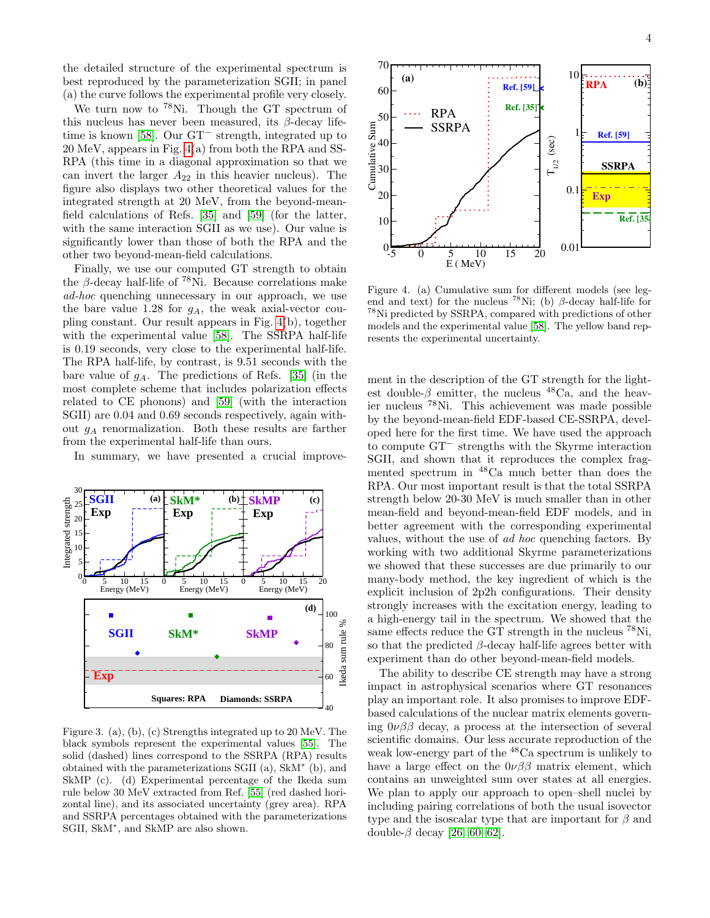the detailed structure of the experimental spectrum is best reproduced by the parameterization SGII; in panel (a) the curve follows the experimental profile very closely.

We turn now to $^{78}$Ni. Though the GT spectrum of this nucleus has never been measured, its $\beta$-decay lifetime is known [58]. Our GT$^-$ strength, integrated up to 20 MeV, appears in Fig. 4(a) from both the RPA and SSRPA (this time in a diagonal approximation so that we can invert the larger $A_{22}$ in this heavier nucleus). The figure also displays two other theoretical values for the integrated strength at 20 MeV, from the beyond-mean-field calculations of Refs. [35] and [59] (for the latter, with the same interaction SGII as we use). Our value is significantly lower than those of both the RPA and the other two beyond-mean-field calculations.

Finally, we use our computed GT strength to obtain the $\beta$-decay half-life of $^{78}$Ni. Because correlations make *ad-hoc* quenching unnecessary in our approach, we use the bare value 1.28 for $g_A$, the weak axial-vector coupling constant. Our result appears in Fig. 4(b), together with the experimental value [58]. The SSRPA half-life is 0.19 seconds, very close to the experimental half-life. The RPA half-life, by contrast, is 9.51 seconds with the bare value of $g_A$. The predictions of Refs. [35] (in the most complete scheme that includes polarization effects related to CE phonons) and [59] (with the interaction SGII) are 0.04 and 0.69 seconds respectively, again without $g_A$ renormalization. Both these results are farther from the experimental half-life than ours.

In summary, we have presented a crucial improvement in the description of the GT strength for the lightest double-$\beta$ emitter, the nucleus $^{48}$Ca, and the heavier nucleus $^{78}$Ni. This achievement was made possible by the beyond-mean-field EDF-based CE-SSRPA, developed here for the first time. We have used the approach to compute GT$^-$ strengths with the Skyrme interaction SGII, and shown that it reproduces the complex fragmented spectrum in $^{48}$Ca much better than does the RPA. Our most important result is that the total SSRPA strength below 20-30 MeV is much smaller than in other mean-field and beyond-mean-field EDF models, and in better agreement with the corresponding experimental values, without the use of *ad hoc* quenching factors. By working with two additional Skyrme parameterizations we showed that these successes are due primarily to our many-body method, the key ingredient of which is the explicit inclusion of 2p2h configurations. Their density strongly increases with the excitation energy, leading to a high-energy tail in the spectrum. We showed that the same effects reduce the GT strength in the nucleus $^{78}$Ni, so that the predicted $\beta$-decay half-life agrees better with experiment than do other beyond-mean-field models.

The ability to describe CE strength may have a strong impact in astrophysical scenarios where GT resonances play an important role. It also promises to improve EDF-based calculations of the nuclear matrix elements governing $0\nu\beta\beta$ decay, a process at the intersection of several scientific domains. Our less accurate reproduction of the weak low-energy part of the $^{48}$Ca spectrum is unlikely to have a large effect on the $0\nu\beta\beta$ matrix element, which contains an unweighted sum over states at all energies. We plan to apply our approach to open–shell nuclei by including pairing correlations of both the usual isovector type and the isoscalar type that are important for $\beta$ and double-$\beta$ decay [26, 60–62].

Integrated strength
SGII Exp (a)
SkM* Exp (b)
SkMP Exp (c)
Energy (MeV)
(d)
SGII SkM* SkMP
Exp
Squares: RPA Diamonds: SSRPA
Ikeda sum rule %

Figure 3. (a), (b), (c) Strengths integrated up to 20 MeV. The black symbols represent the experimental values [55]. The solid (dashed) lines correspond to the SSRPA (RPA) results obtained with the parameterizations SGII (a), SkM* (b), and SkMP (c). (d) Experimental percentage of the Ikeda sum rule below 30 MeV extracted from Ref. [55] (red dashed horizontal line), and its associated uncertainty (grey area). RPA and SSRPA percentages obtained with the parameterizations SGII, SkM*, and SkMP are also shown.

(a)
Cumulative Sum
RPA
SSRPA
Ref. [59]
Ref. [35]
E ( MeV)
(b)
$T_{1/2}$ (sec)
RPA
Ref. [59]
SSRPA
Exp
Ref. [35]

Figure 4. (a) Cumulative sum for different models (see legend and text) for the nucleus $^{78}$Ni; (b) $\beta$-decay half-life for $^{78}$Ni predicted by SSRPA, compared with predictions of other models and the experimental value [58]. The yellow band represents the experimental uncertainty.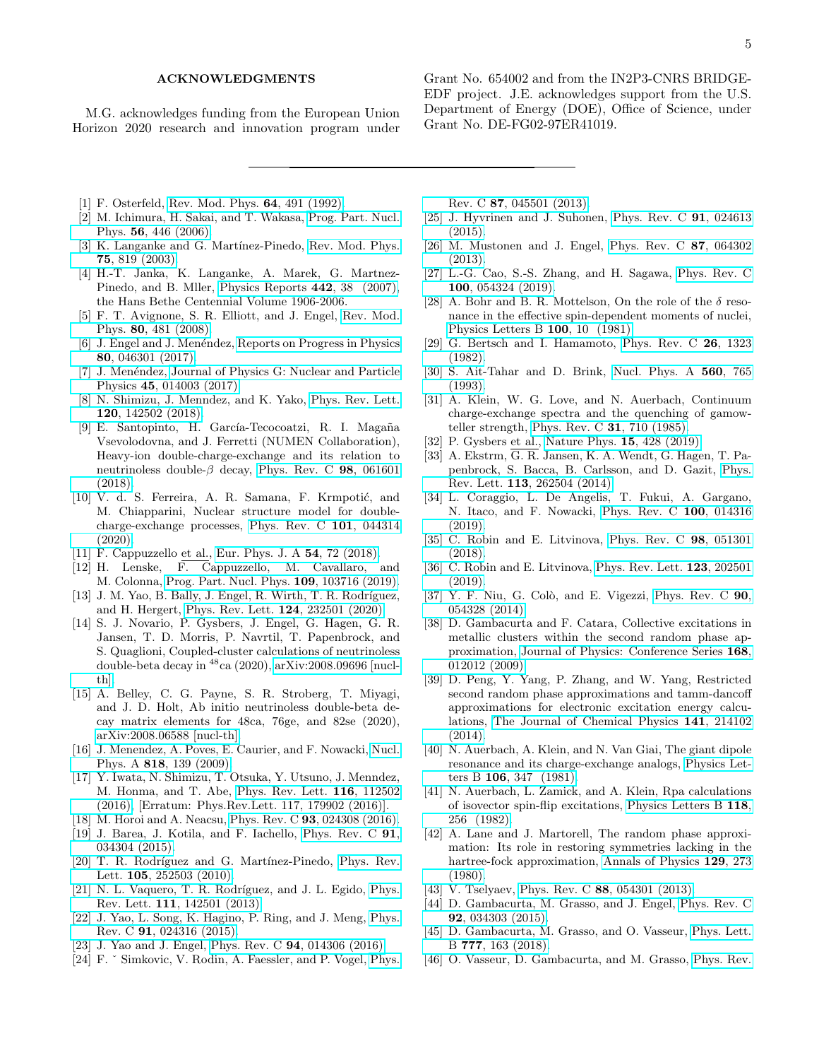## ACKNOWLEDGMENTS

M.G. acknowledges funding from the European Union Horizon 2020 research and innovation program under Grant No. 654002 and from the IN2P3-CNRS BRIDGE-EDF project. J.E. acknowledges support from the U.S. Department of Energy (DOE), Office of Science, under Grant No. DE-FG02-97ER41019.

---

[1] F. Osterfeld, Rev. Mod. Phys. **64**, 491 (1992).

[2] M. Ichimura, H. Sakai, and T. Wakasa, Prog. Part. Nucl. Phys. **56**, 446 (2006).

[3] K. Langanke and G. Martínez-Pinedo, Rev. Mod. Phys. **75**, 819 (2003).

[4] H.-T. Janka, K. Langanke, A. Marek, G. Martnez-Pinedo, and B. Mller, Physics Reports **442**, 38 (2007), the Hans Bethe Centennial Volume 1906-2006.

[5] F. T. Avignone, S. R. Elliott, and J. Engel, Rev. Mod. Phys. **80**, 481 (2008).

[6] J. Engel and J. Menéndez, Reports on Progress in Physics **80**, 046301 (2017).

[7] J. Menéndez, Journal of Physics G: Nuclear and Particle Physics **45**, 014003 (2017).

[8] N. Shimizu, J. Menndez, and K. Yako, Phys. Rev. Lett. **120**, 142502 (2018).

[9] E. Santopinto, H. García-Tecocoatzi, R. I. Magaña Vsevolodovna, and J. Ferretti (NUMEN Collaboration), Heavy-ion double-charge-exchange and its relation to neutrinoless double-β decay, Phys. Rev. C **98**, 061601 (2018).

[10] V. d. S. Ferreira, A. R. Samana, F. Krmpotić, and M. Chiapparini, Nuclear structure model for double-charge-exchange processes, Phys. Rev. C **101**, 044314 (2020).

[11] F. Cappuzzello et al., Eur. Phys. J. A **54**, 72 (2018).

[12] H. Lenske, F. Cappuzzello, M. Cavallaro, and M. Colonna, Prog. Part. Nucl. Phys. **109**, 103716 (2019).

[13] J. M. Yao, B. Bally, J. Engel, R. Wirth, T. R. Rodríguez, and H. Hergert, Phys. Rev. Lett. **124**, 232501 (2020).

[14] S. J. Novario, P. Gysbers, J. Engel, G. Hagen, G. R. Jansen, T. D. Morris, P. Navrtil, T. Papenbrock, and S. Quaglioni, Coupled-cluster calculations of neutrinoless double-beta decay in $^{48}$ca (2020), arXiv:2008.09696 [nucl-th].

[15] A. Belley, C. G. Payne, S. R. Stroberg, T. Miyagi, and J. D. Holt, Ab initio neutrinoless double-beta decay matrix elements for 48ca, 76ge, and 82se (2020), arXiv:2008.06588 [nucl-th].

[16] J. Menendez, A. Poves, E. Caurier, and F. Nowacki, Nucl. Phys. A **818**, 139 (2009).

[17] Y. Iwata, N. Shimizu, T. Otsuka, Y. Utsuno, J. Menndez, M. Honma, and T. Abe, Phys. Rev. Lett. **116**, 112502 (2016), [Erratum: Phys.Rev.Lett. 117, 179902 (2016)].

[18] M. Horoi and A. Neacsu, Phys. Rev. C **93**, 024308 (2016).

[19] J. Barea, J. Kotila, and F. Iachello, Phys. Rev. C **91**, 034304 (2015).

[20] T. R. Rodríguez and G. Martínez-Pinedo, Phys. Rev. Lett. **105**, 252503 (2010).

[21] N. L. Vaquero, T. R. Rodríguez, and J. L. Egido, Phys. Rev. Lett. **111**, 142501 (2013).

[22] J. Yao, L. Song, K. Hagino, P. Ring, and J. Meng, Phys. Rev. C **91**, 024316 (2015).

[23] J. Yao and J. Engel, Phys. Rev. C **94**, 014306 (2016).

[24] F. ˇ Simkovic, V. Rodin, A. Faessler, and P. Vogel, Phys. Rev. C **87**, 045501 (2013).

[25] J. Hyvrinen and J. Suhonen, Phys. Rev. C **91**, 024613 (2015).

[26] M. Mustonen and J. Engel, Phys. Rev. C **87**, 064302 (2013).

[27] L.-G. Cao, S.-S. Zhang, and H. Sagawa, Phys. Rev. C **100**, 054324 (2019).

[28] A. Bohr and B. R. Mottelson, On the role of the δ resonance in the effective spin-dependent moments of nuclei, Physics Letters B **100**, 10 (1981).

[29] G. Bertsch and I. Hamamoto, Phys. Rev. C **26**, 1323 (1982).

[30] S. Ait-Tahar and D. Brink, Nucl. Phys. A **560**, 765 (1993).

[31] A. Klein, W. G. Love, and N. Auerbach, Continuum charge-exchange spectra and the quenching of gamow-teller strength, Phys. Rev. C **31**, 710 (1985).

[32] P. Gysbers et al., Nature Phys. **15**, 428 (2019).

[33] A. Ekstrm, G. R. Jansen, K. A. Wendt, G. Hagen, T. Papenbrock, S. Bacca, B. Carlsson, and D. Gazit, Phys. Rev. Lett. **113**, 262504 (2014).

[34] L. Coraggio, L. De Angelis, T. Fukui, A. Gargano, N. Itaco, and F. Nowacki, Phys. Rev. C **100**, 014316 (2019).

[35] C. Robin and E. Litvinova, Phys. Rev. C **98**, 051301 (2018).

[36] C. Robin and E. Litvinova, Phys. Rev. Lett. **123**, 202501 (2019).

[37] Y. F. Niu, G. Colò, and E. Vigezzi, Phys. Rev. C **90**, 054328 (2014).

[38] D. Gambacurta and F. Catara, Collective excitations in metallic clusters within the second random phase approximation, Journal of Physics: Conference Series **168**, 012012 (2009).

[39] D. Peng, Y. Yang, P. Zhang, and W. Yang, Restricted second random phase approximations and tamm-dancoff approximations for electronic excitation energy calculations, The Journal of Chemical Physics **141**, 214102 (2014).

[40] N. Auerbach, A. Klein, and N. Van Giai, The giant dipole resonance and its charge-exchange analogs, Physics Letters B **106**, 347 (1981).

[41] N. Auerbach, L. Zamick, and A. Klein, Rpa calculations of isovector spin-flip excitations, Physics Letters B **118**, 256 (1982).

[42] A. Lane and J. Martorell, The random phase approximation: Its role in restoring symmetries lacking in the hartree-fock approximation, Annals of Physics **129**, 273 (1980).

[43] V. Tselyaev, Phys. Rev. C **88**, 054301 (2013).

[44] D. Gambacurta, M. Grasso, and J. Engel, Phys. Rev. C **92**, 034303 (2015).

[45] D. Gambacurta, M. Grasso, and O. Vasseur, Phys. Lett. B **777**, 163 (2018).

[46] O. Vasseur, D. Gambacurta, and M. Grasso, Phys. Rev.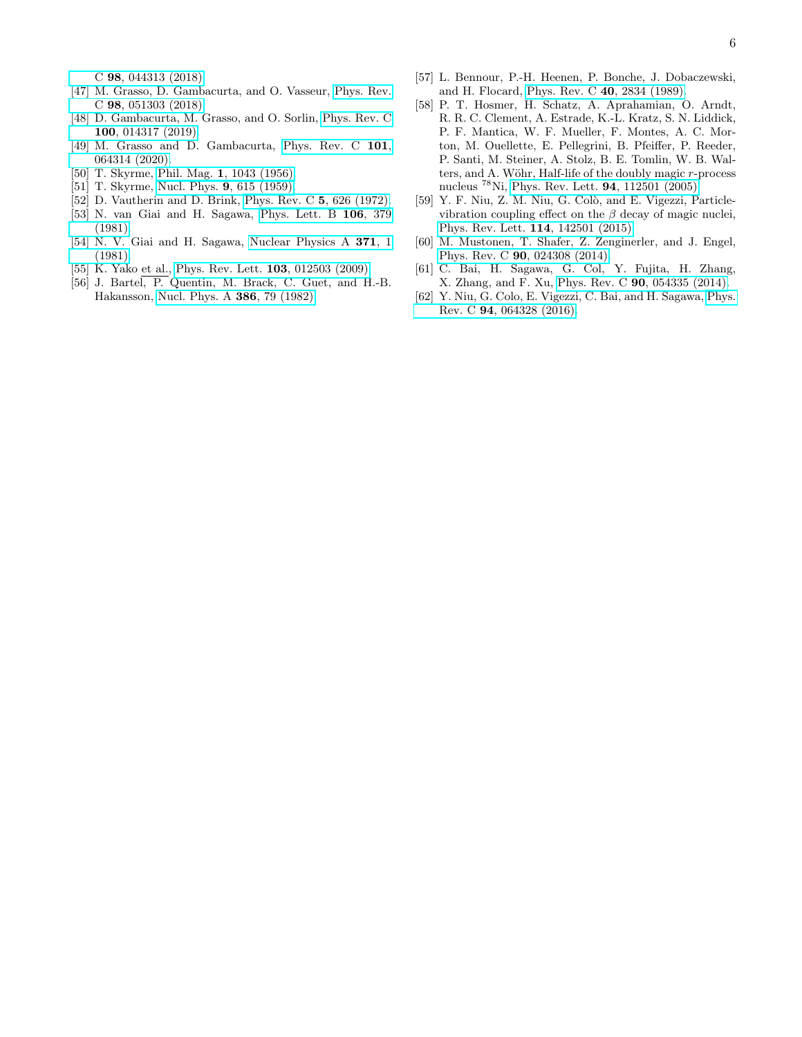C **98**, 044313 (2018).

[47] M. Grasso, D. Gambacurta, and O. Vasseur, Phys. Rev. C **98**, 051303 (2018).

[48] D. Gambacurta, M. Grasso, and O. Sorlin, Phys. Rev. C **100**, 014317 (2019).

[49] M. Grasso and D. Gambacurta, Phys. Rev. C **101**, 064314 (2020).

[50] T. Skyrme, Phil. Mag. **1**, 1043 (1956).

[51] T. Skyrme, Nucl. Phys. **9**, 615 (1959).

[52] D. Vautherin and D. Brink, Phys. Rev. C **5**, 626 (1972).

[53] N. van Giai and H. Sagawa, Phys. Lett. B **106**, 379 (1981).

[54] N. V. Giai and H. Sagawa, Nuclear Physics A **371**, 1 (1981).

[55] K. Yako et al., Phys. Rev. Lett. **103**, 012503 (2009).

[56] J. Bartel, P. Quentin, M. Brack, C. Guet, and H.-B. Hakansson, Nucl. Phys. A **386**, 79 (1982).

[57] L. Bennour, P.-H. Heenen, P. Bonche, J. Dobaczewski, and H. Flocard, Phys. Rev. C **40**, 2834 (1989).

[58] P. T. Hosmer, H. Schatz, A. Aprahamian, O. Arndt, R. R. C. Clement, A. Estrade, K.-L. Kratz, S. N. Liddick, P. F. Mantica, W. F. Mueller, F. Montes, A. C. Morton, M. Ouellette, E. Pellegrini, B. Pfeiffer, P. Reeder, P. Santi, M. Steiner, A. Stolz, B. E. Tomlin, W. B. Walters, and A. Wöhr, Half-life of the doubly magic *r*-process nucleus $^{78}$Ni, Phys. Rev. Lett. **94**, 112501 (2005).

[59] Y. F. Niu, Z. M. Niu, G. Colò, and E. Vigezzi, Particle-vibration coupling effect on the $\beta$ decay of magic nuclei, Phys. Rev. Lett. **114**, 142501 (2015).

[60] M. Mustonen, T. Shafer, Z. Zenginerler, and J. Engel, Phys. Rev. C **90**, 024308 (2014).

[61] C. Bai, H. Sagawa, G. Col, Y. Fujita, H. Zhang, X. Zhang, and F. Xu, Phys. Rev. C **90**, 054335 (2014).

[62] Y. Niu, G. Colo, E. Vigezzi, C. Bai, and H. Sagawa, Phys. Rev. C **94**, 064328 (2016).